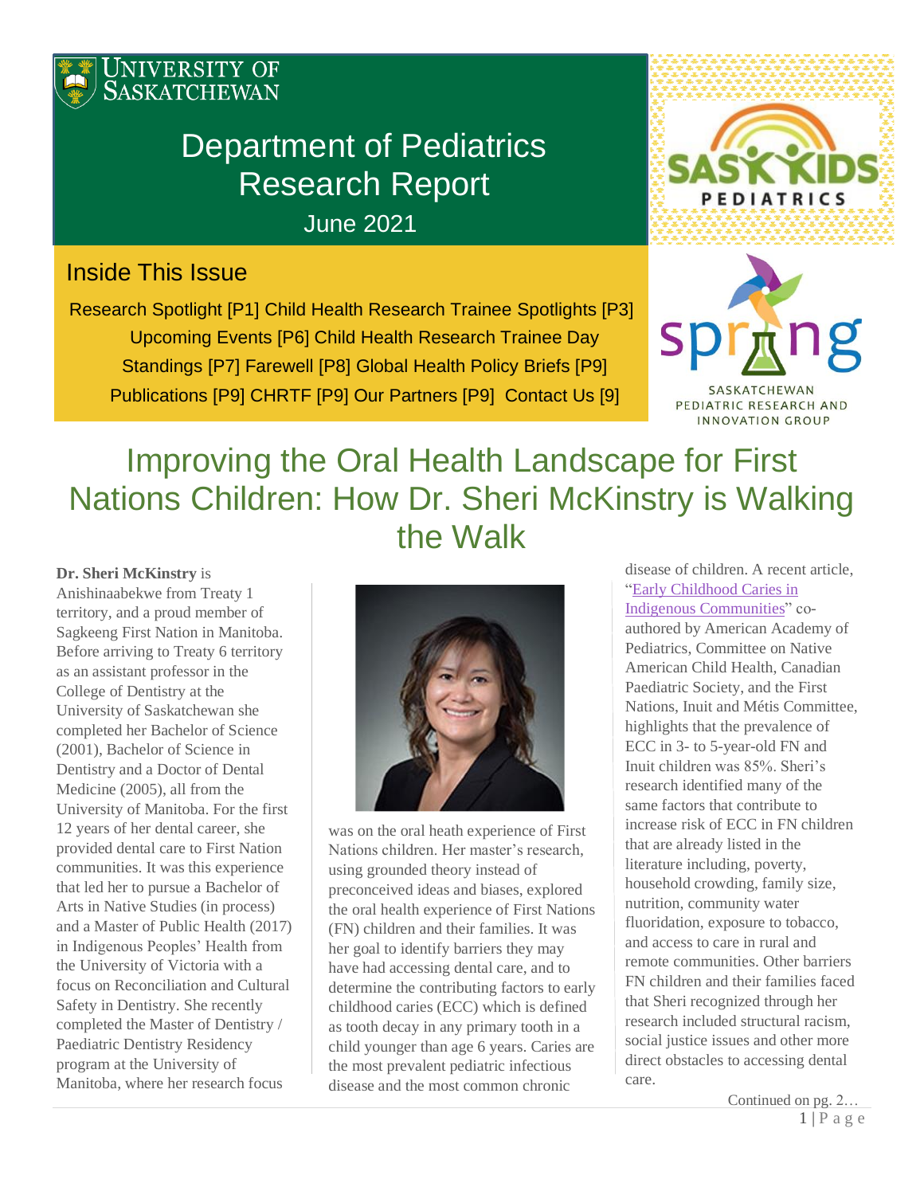University of Saskatchewan

# Department of Pediatrics Research Report

June 2021

## Inside This Issue

Research Spotlight [P1] Child Health Research Trainee Spotlights [P3] Upcoming Events [P6] Child Health Research Trainee Day Standings [P7] Farewell [P8] Global Health Policy Briefs [P9] Publications [P9] CHRTF [P9] Our Partners [P9] Contact Us [9]

SASKATCHEWAN PEDIATRIC RESEARCH AND INNOVATION GROUP

# Improving the Oral Health Landscape for First Nations Children: How Dr. Sheri McKinstry is Walking the Walk

**Dr. Sheri McKinstry** is Anishinaabekwe from Treaty 1 territory, and a proud member of Sagkeeng First Nation in Manitoba. Before arriving to Treaty 6 territory as an assistant professor in the College of Dentistry at the University of Saskatchewan she completed her Bachelor of Science (2001), Bachelor of Science in Dentistry and a Doctor of Dental Medicine (2005), all from the University of Manitoba. For the first 12 years of her dental career, she provided dental care to First Nation communities. It was this experience that led her to pursue a Bachelor of Arts in Native Studies (in process) and a Master of Public Health (2017) in Indigenous Peoples' Health from the University of Victoria with a focus on Reconciliation and Cultural Safety in Dentistry. She recently completed the Master of Dentistry / Paediatric Dentistry Residency program at the University of Manitoba, where her research focus was on the oral heath experience of First Nations children. Her master's research, using grounded theory instead of preconceived ideas and biases, explored the oral health experience of First Nations (FN) children and their families. It was her goal to identify barriers they may have had accessing dental care, and to determine the contributing factors to early childhood caries (ECC) which is defined as tooth decay in any primary tooth in a child younger than age 6 years. Caries are the most prevalent pediatric infectious disease and the most common chronic disease of children. A recent article, "Early Childhood Caries in Indigenous Communities" co-authored by American Academy of Pediatrics, Committee on Native American Child Health, Canadian Paediatric Society, and the First Nations, Inuit and Métis Committee, highlights that the prevalence of ECC in 3- to 5-year-old FN and Inuit children was 85%. Sheri's research identified many of the same factors that contribute to increase risk of ECC in FN children that are already listed in the literature including, poverty, household crowding, family size, nutrition, community water fluoridation, exposure to tobacco, and access to care in rural and remote communities. Other barriers FN children and their families faced that Sheri recognized through her research included structural racism, social justice issues and other more direct obstacles to accessing dental care.

Continued on pg. 2…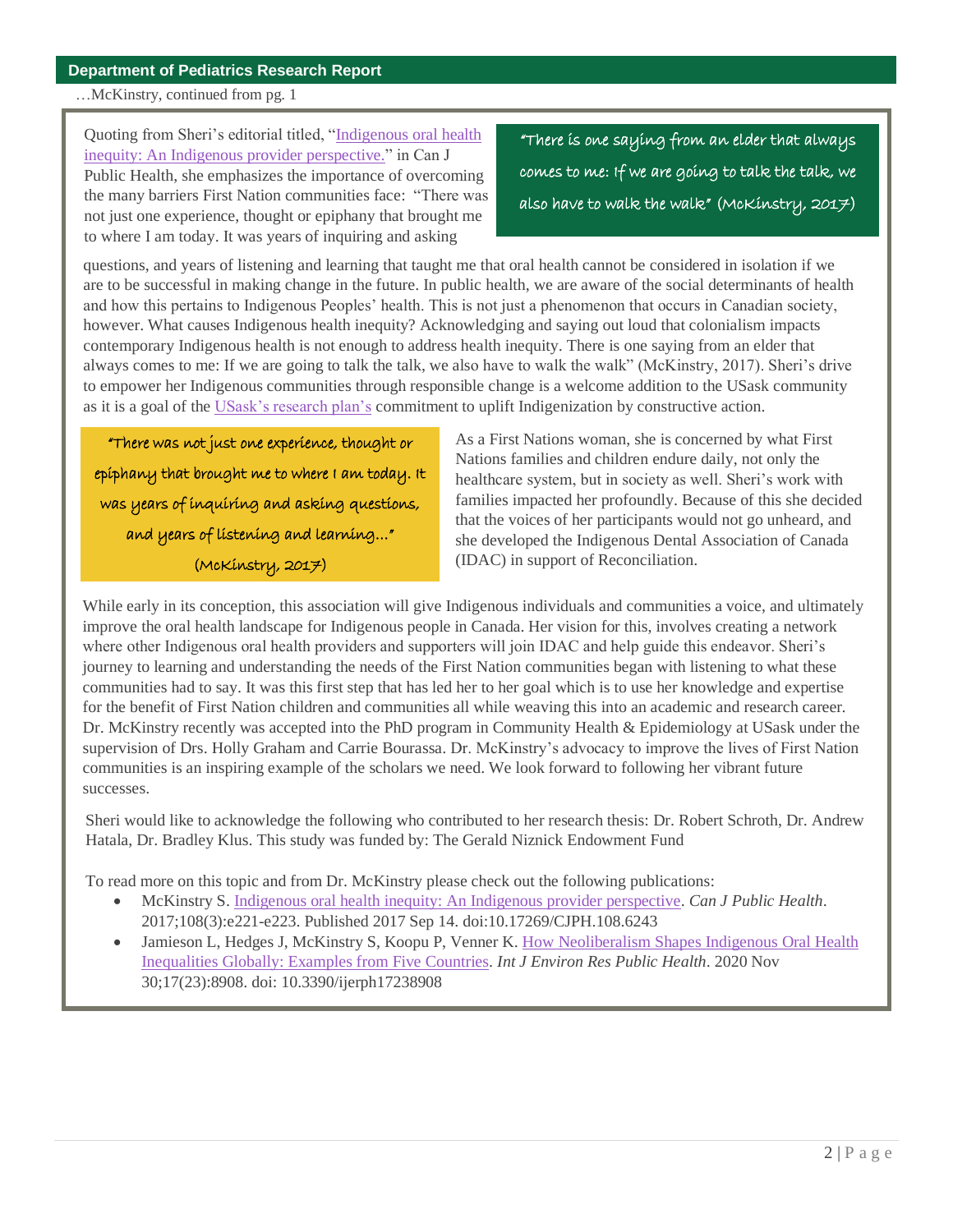…McKinstry, continued from pg. 1

Quoting from Sheri's editorial titled, "Indigenous oral health inequity: An Indigenous provider perspective." in Can J Public Health, she emphasizes the importance of overcoming the many barriers First Nation communities face: "There was not just one experience, thought or epiphany that brought me to where I am today. It was years of inquiring and asking questions, and years of listening and learning that taught me that oral health cannot be considered in isolation if we are to be successful in making change in the future. In public health, we are aware of the social determinants of health and how this pertains to Indigenous Peoples' health. This is not just a phenomenon that occurs in Canadian society, however. What causes Indigenous health inequity? Acknowledging and saying out loud that colonialism impacts contemporary Indigenous health is not enough to address health inequity. There is one saying from an elder that always comes to me: If we are going to talk the talk, we also have to walk the walk" (McKinstry, 2017). Sheri's drive to empower her Indigenous communities through responsible change is a welcome addition to the USask community as it is a goal of the USask's research plan's commitment to uplift Indigenization by constructive action.

> "There is one saying from an elder that always comes to me: If we are going to talk the talk, we also have to walk the walk" (McKinstry, 2017)

> "There was not just one experience, thought or epiphany that brought me to where I am today. It was years of inquiring and asking questions, and years of listening and learning…" (McKinstry, 2017)

As a First Nations woman, she is concerned by what First Nations families and children endure daily, not only the healthcare system, but in society as well. Sheri's work with families impacted her profoundly. Because of this she decided that the voices of her participants would not go unheard, and she developed the Indigenous Dental Association of Canada (IDAC) in support of Reconciliation.

While early in its conception, this association will give Indigenous individuals and communities a voice, and ultimately improve the oral health landscape for Indigenous people in Canada. Her vision for this, involves creating a network where other Indigenous oral health providers and supporters will join IDAC and help guide this endeavor. Sheri's journey to learning and understanding the needs of the First Nation communities began with listening to what these communities had to say. It was this first step that has led her to her goal which is to use her knowledge and expertise for the benefit of First Nation children and communities all while weaving this into an academic and research career. Dr. McKinstry recently was accepted into the PhD program in Community Health & Epidemiology at USask under the supervision of Drs. Holly Graham and Carrie Bourassa. Dr. McKinstry's advocacy to improve the lives of First Nation communities is an inspiring example of the scholars we need. We look forward to following her vibrant future successes.

Sheri would like to acknowledge the following who contributed to her research thesis: Dr. Robert Schroth, Dr. Andrew Hatala, Dr. Bradley Klus. This study was funded by: The Gerald Niznick Endowment Fund

To read more on this topic and from Dr. McKinstry please check out the following publications:

- McKinstry S. Indigenous oral health inequity: An Indigenous provider perspective. *Can J Public Health*. 2017;108(3):e221-e223. Published 2017 Sep 14. doi:10.17269/CJPH.108.6243
- Jamieson L, Hedges J, McKinstry S, Koopu P, Venner K. How Neoliberalism Shapes Indigenous Oral Health Inequalities Globally: Examples from Five Countries. *Int J Environ Res Public Health*. 2020 Nov 30;17(23):8908. doi: 10.3390/ijerph17238908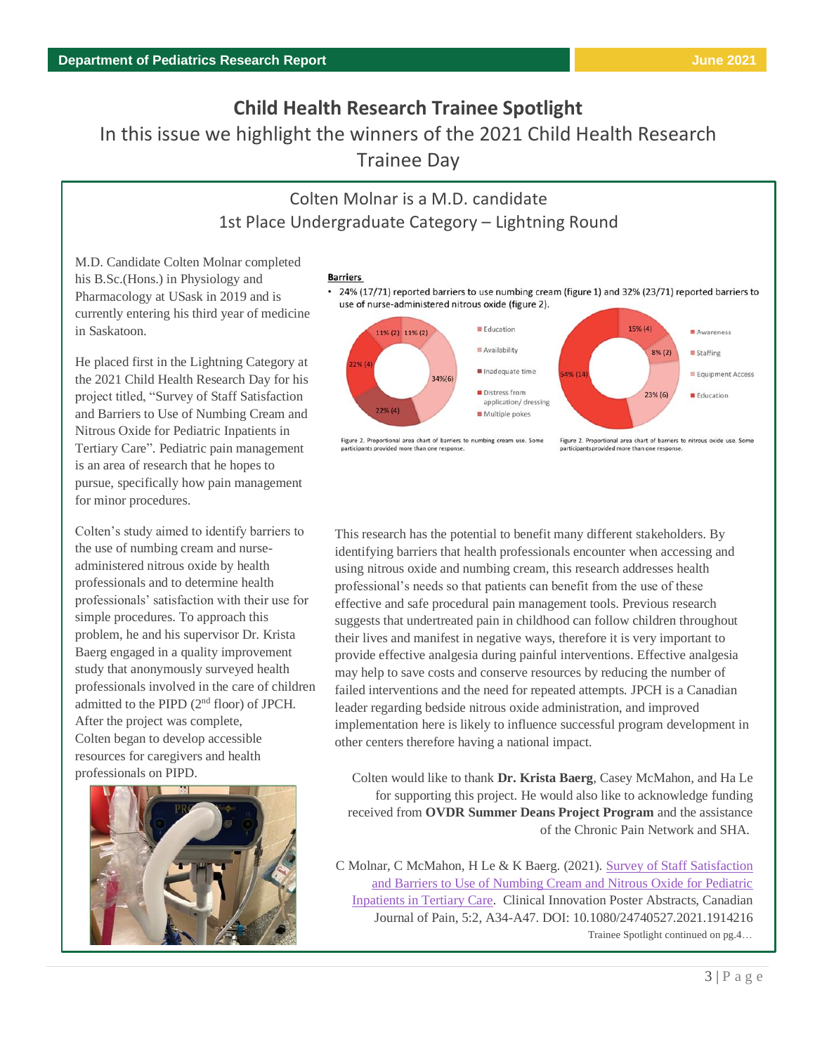# Child Health Research Trainee Spotlight

## In this issue we highlight the winners of the 2021 Child Health Research Trainee Day

### Colten Molnar is a M.D. candidate
### 1st Place Undergraduate Category – Lightning Round

M.D. Candidate Colten Molnar completed his B.Sc.(Hons.) in Physiology and Pharmacology at USask in 2019 and is currently entering his third year of medicine in Saskatoon.

He placed first in the Lightning Category at the 2021 Child Health Research Day for his project titled, "Survey of Staff Satisfaction and Barriers to Use of Numbing Cream and Nitrous Oxide for Pediatric Inpatients in Tertiary Care". Pediatric pain management is an area of research that he hopes to pursue, specifically how pain management for minor procedures.

Colten's study aimed to identify barriers to the use of numbing cream and nurse-administered nitrous oxide by health professionals and to determine health professionals' satisfaction with their use for simple procedures. To approach this problem, he and his supervisor Dr. Krista Baerg engaged in a quality improvement study that anonymously surveyed health professionals involved in the care of children admitted to the PIPD (2nd floor) of JPCH. After the project was complete, Colten began to develop accessible resources for caregivers and health professionals on PIPD.

**Barriers**

- 24% (17/71) reported barriers to use numbing cream (figure 1) and 32% (23/71) reported barriers to use of nurse-administered nitrous oxide (figure 2).

Figure 2. Proportional area chart of barriers to numbing cream use. Some participants provided more than one response.

Figure 2. Proportional area chart of barriers to nitrous oxide use. Some participants provided more than one response.

This research has the potential to benefit many different stakeholders. By identifying barriers that health professionals encounter when accessing and using nitrous oxide and numbing cream, this research addresses health professional's needs so that patients can benefit from the use of these effective and safe procedural pain management tools. Previous research suggests that undertreated pain in childhood can follow children throughout their lives and manifest in negative ways, therefore it is very important to provide effective analgesia during painful interventions. Effective analgesia may help to save costs and conserve resources by reducing the number of failed interventions and the need for repeated attempts. JPCH is a Canadian leader regarding bedside nitrous oxide administration, and improved implementation here is likely to influence successful program development in other centers therefore having a national impact.

Colten would like to thank **Dr. Krista Baerg**, Casey McMahon, and Ha Le for supporting this project. He would also like to acknowledge funding received from **OVDR Summer Deans Project Program** and the assistance of the Chronic Pain Network and SHA.

C Molnar, C McMahon, H Le & K Baerg. (2021). Survey of Staff Satisfaction and Barriers to Use of Numbing Cream and Nitrous Oxide for Pediatric Inpatients in Tertiary Care. Clinical Innovation Poster Abstracts, Canadian Journal of Pain, 5:2, A34-A47. DOI: 10.1080/24740527.2021.1914216

Trainee Spotlight continued on pg.4…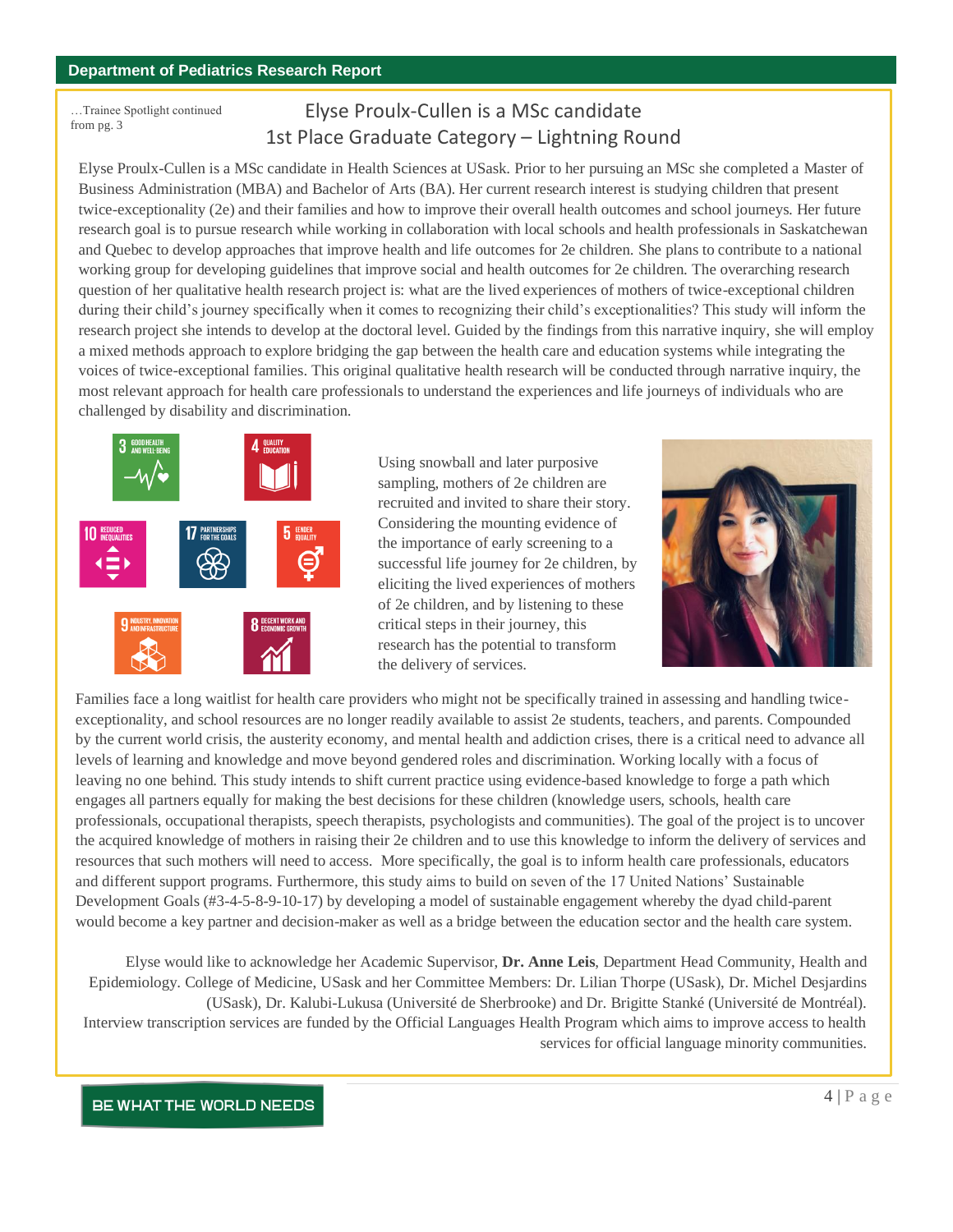…Trainee Spotlight continued from pg. 3

## Elyse Proulx-Cullen is a MSc candidate
## 1st Place Graduate Category – Lightning Round

Elyse Proulx-Cullen is a MSc candidate in Health Sciences at USask. Prior to her pursuing an MSc she completed a Master of Business Administration (MBA) and Bachelor of Arts (BA). Her current research interest is studying children that present twice-exceptionality (2e) and their families and how to improve their overall health outcomes and school journeys. Her future research goal is to pursue research while working in collaboration with local schools and health professionals in Saskatchewan and Quebec to develop approaches that improve health and life outcomes for 2e children. She plans to contribute to a national working group for developing guidelines that improve social and health outcomes for 2e children. The overarching research question of her qualitative health research project is: what are the lived experiences of mothers of twice-exceptional children during their child's journey specifically when it comes to recognizing their child's exceptionalities? This study will inform the research project she intends to develop at the doctoral level. Guided by the findings from this narrative inquiry, she will employ a mixed methods approach to explore bridging the gap between the health care and education systems while integrating the voices of twice-exceptional families. This original qualitative health research will be conducted through narrative inquiry, the most relevant approach for health care professionals to understand the experiences and life journeys of individuals who are challenged by disability and discrimination.

Using snowball and later purposive sampling, mothers of 2e children are recruited and invited to share their story. Considering the mounting evidence of the importance of early screening to a successful life journey for 2e children, by eliciting the lived experiences of mothers of 2e children, and by listening to these critical steps in their journey, this research has the potential to transform the delivery of services.

Families face a long waitlist for health care providers who might not be specifically trained in assessing and handling twice-exceptionality, and school resources are no longer readily available to assist 2e students, teachers, and parents. Compounded by the current world crisis, the austerity economy, and mental health and addiction crises, there is a critical need to advance all levels of learning and knowledge and move beyond gendered roles and discrimination. Working locally with a focus of leaving no one behind. This study intends to shift current practice using evidence-based knowledge to forge a path which engages all partners equally for making the best decisions for these children (knowledge users, schools, health care professionals, occupational therapists, speech therapists, psychologists and communities). The goal of the project is to uncover the acquired knowledge of mothers in raising their 2e children and to use this knowledge to inform the delivery of services and resources that such mothers will need to access. More specifically, the goal is to inform health care professionals, educators and different support programs. Furthermore, this study aims to build on seven of the 17 United Nations' Sustainable Development Goals (#3-4-5-8-9-10-17) by developing a model of sustainable engagement whereby the dyad child-parent would become a key partner and decision-maker as well as a bridge between the education sector and the health care system.

Elyse would like to acknowledge her Academic Supervisor, **Dr. Anne Leis**, Department Head Community, Health and Epidemiology. College of Medicine, USask and her Committee Members: Dr. Lilian Thorpe (USask), Dr. Michel Desjardins (USask), Dr. Kalubi-Lukusa (Université de Sherbrooke) and Dr. Brigitte Stanké (Université de Montréal). Interview transcription services are funded by the Official Languages Health Program which aims to improve access to health services for official language minority communities.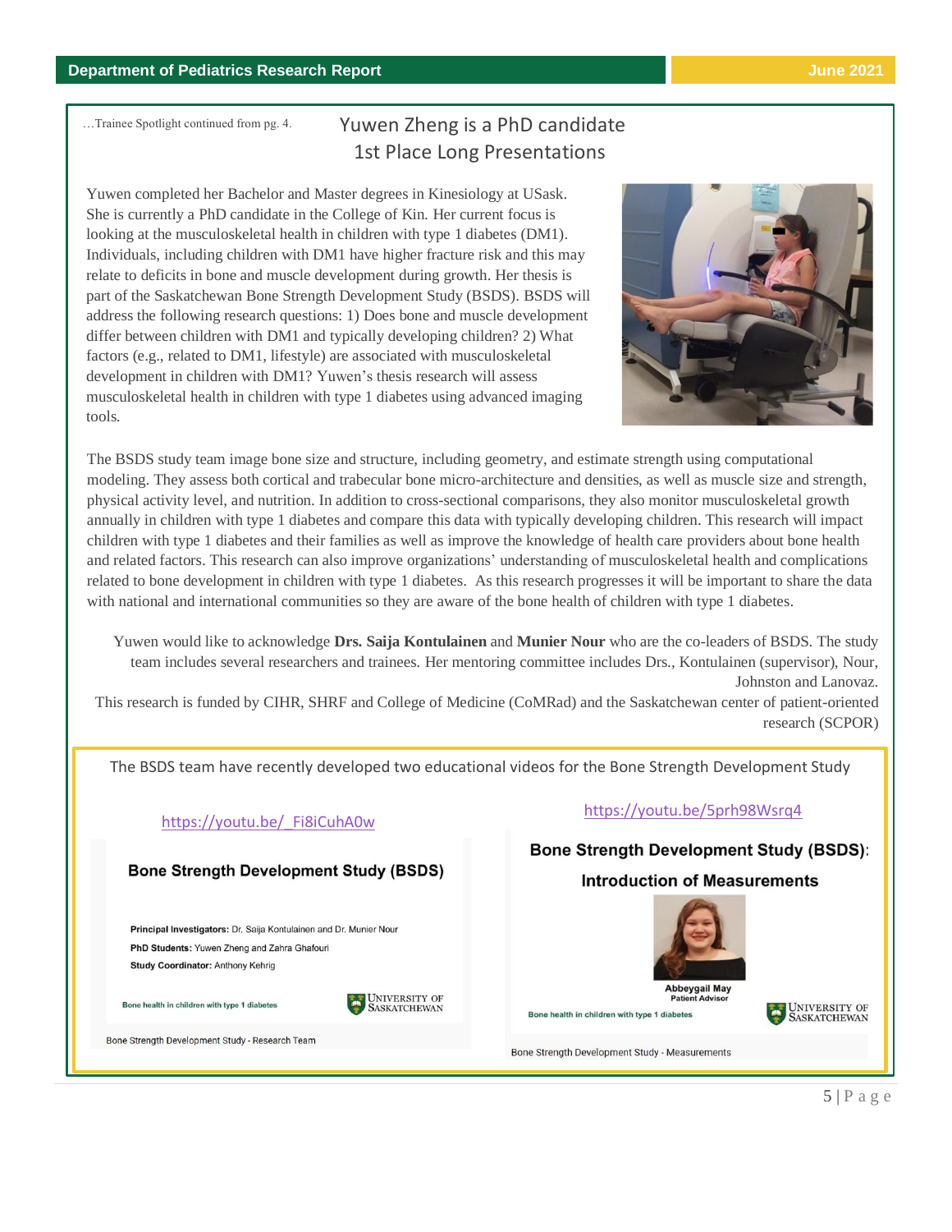…Trainee Spotlight continued from pg. 4.

## Yuwen Zheng is a PhD candidate
### 1st Place Long Presentations

Yuwen completed her Bachelor and Master degrees in Kinesiology at USask. She is currently a PhD candidate in the College of Kin. Her current focus is looking at the musculoskeletal health in children with type 1 diabetes (DM1). Individuals, including children with DM1 have higher fracture risk and this may relate to deficits in bone and muscle development during growth. Her thesis is part of the Saskatchewan Bone Strength Development Study (BSDS). BSDS will address the following research questions: 1) Does bone and muscle development differ between children with DM1 and typically developing children? 2) What factors (e.g., related to DM1, lifestyle) are associated with musculoskeletal development in children with DM1? Yuwen's thesis research will assess musculoskeletal health in children with type 1 diabetes using advanced imaging tools.

The BSDS study team image bone size and structure, including geometry, and estimate strength using computational modeling. They assess both cortical and trabecular bone micro-architecture and densities, as well as muscle size and strength, physical activity level, and nutrition. In addition to cross-sectional comparisons, they also monitor musculoskeletal growth annually in children with type 1 diabetes and compare this data with typically developing children. This research will impact children with type 1 diabetes and their families as well as improve the knowledge of health care providers about bone health and related factors. This research can also improve organizations' understanding of musculoskeletal health and complications related to bone development in children with type 1 diabetes. As this research progresses it will be important to share the data with national and international communities so they are aware of the bone health of children with type 1 diabetes.

Yuwen would like to acknowledge **Drs. Saija Kontulainen** and **Munier Nour** who are the co-leaders of BSDS. The study team includes several researchers and trainees. Her mentoring committee includes Drs., Kontulainen (supervisor), Nour, Johnston and Lanovaz.

This research is funded by CIHR, SHRF and College of Medicine (CoMRad) and the Saskatchewan center of patient-oriented research (SCPOR)

The BSDS team have recently developed two educational videos for the Bone Strength Development Study

https://youtu.be/_Fi8iCuhA0w

**Bone Strength Development Study (BSDS)**

**Principal Investigators:** Dr. Saija Kontulainen and Dr. Munier Nour
**PhD Students:** Yuwen Zheng and Zahra Ghafouri
**Study Coordinator:** Anthony Kehrig

Bone health in children with type 1 diabetes — University of Saskatchewan

Bone Strength Development Study - Research Team

https://youtu.be/5prh98Wsrq4

**Bone Strength Development Study (BSDS): Introduction of Measurements**

**Abbeygail May**
**Patient Advisor**

Bone health in children with type 1 diabetes — University of Saskatchewan

Bone Strength Development Study - Measurements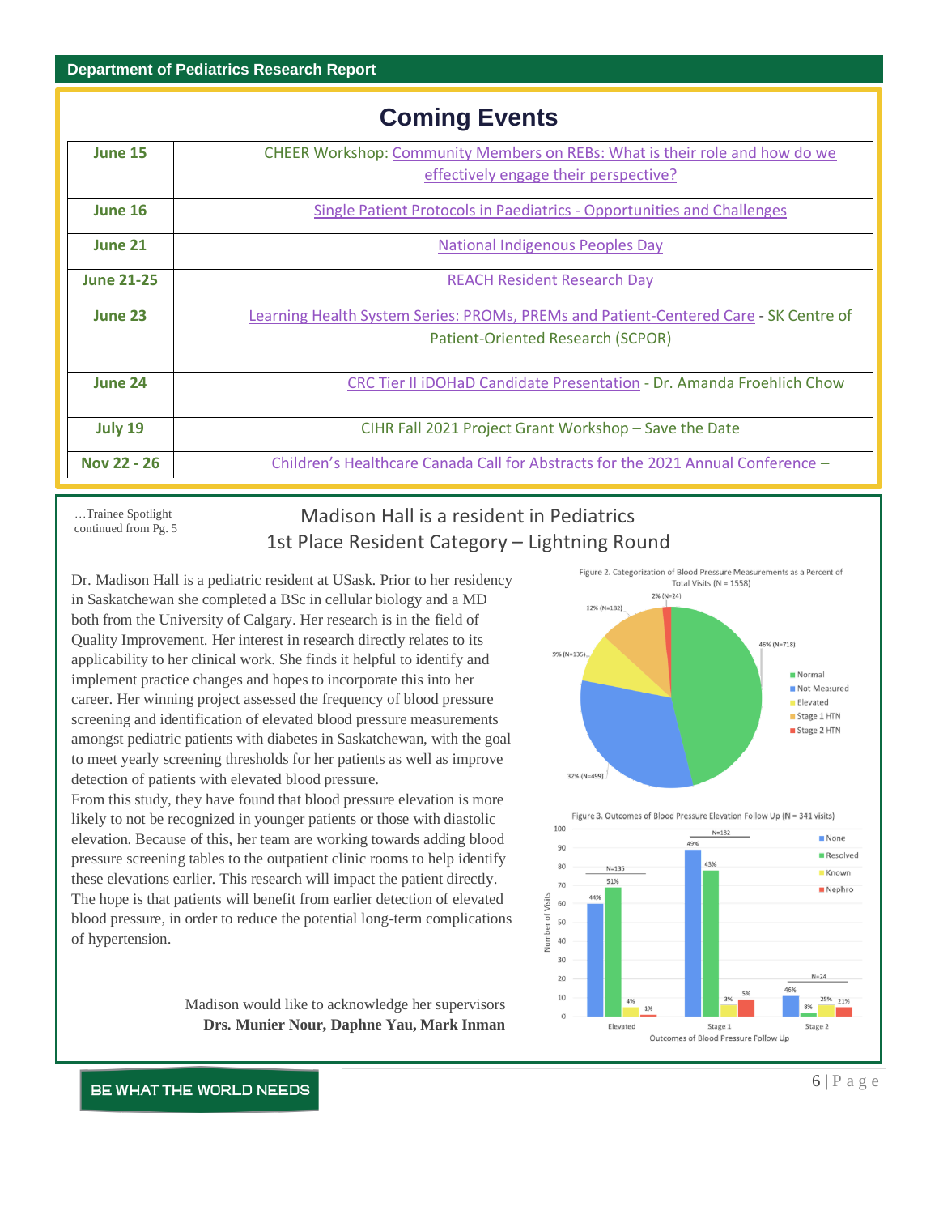## Coming Events

| Date | Event |
|---|---|
| **June 15** | CHEER Workshop: Community Members on REBs: What is their role and how do we effectively engage their perspective? |
| **June 16** | Single Patient Protocols in Paediatrics - Opportunities and Challenges |
| **June 21** | National Indigenous Peoples Day |
| **June 21-25** | REACH Resident Research Day |
| **June 23** | Learning Health System Series: PROMs, PREMs and Patient-Centered Care - SK Centre of Patient-Oriented Research (SCPOR) |
| **June 24** | CRC Tier II iDOHaD Candidate Presentation - Dr. Amanda Froehlich Chow |
| **July 19** | CIHR Fall 2021 Project Grant Workshop – Save the Date |
| **Nov 22 - 26** | Children's Healthcare Canada Call for Abstracts for the 2021 Annual Conference – |

…Trainee Spotlight continued from Pg. 5

## Madison Hall is a resident in Pediatrics
### 1st Place Resident Category – Lightning Round

Dr. Madison Hall is a pediatric resident at USask. Prior to her residency in Saskatchewan she completed a BSc in cellular biology and a MD both from the University of Calgary. Her research is in the field of Quality Improvement. Her interest in research directly relates to its applicability to her clinical work. She finds it helpful to identify and implement practice changes and hopes to incorporate this into her career. Her winning project assessed the frequency of blood pressure screening and identification of elevated blood pressure measurements amongst pediatric patients with diabetes in Saskatchewan, with the goal to meet yearly screening thresholds for her patients as well as improve detection of patients with elevated blood pressure.

From this study, they have found that blood pressure elevation is more likely to not be recognized in younger patients or those with diastolic elevation. Because of this, her team are working towards adding blood pressure screening tables to the outpatient clinic rooms to help identify these elevations earlier. This research will impact the patient directly. The hope is that patients will benefit from earlier detection of elevated blood pressure, in order to reduce the potential long-term complications of hypertension.

Figure 2. Categorization of Blood Pressure Measurements as a Percent of Total Visits (N = 1558)

| Category | Percent (N) |
|---|---|
| Normal | 46% (N=718) |
| Not Measured | 32% (N=499) |
| Elevated | 9% (N=135) |
| Stage 1 HTN | 12% (N=182) |
| Stage 2 HTN | 2% (N=24) |

Figure 3. Outcomes of Blood Pressure Elevation Follow Up (N = 341 visits)

| Outcomes of Blood Pressure Follow Up | None | Resolved | Known | Nephro |
|---|---|---|---|---|
| Elevated (N=135) | 44% | 51% | 4% | 1% |
| Stage 1 (N=182) | 49% | 43% | 3% | 5% |
| Stage 2 (N=24) | 46% | 8% | 25% | 21% |

Madison would like to acknowledge her supervisors **Drs. Munier Nour, Daphne Yau, Mark Inman**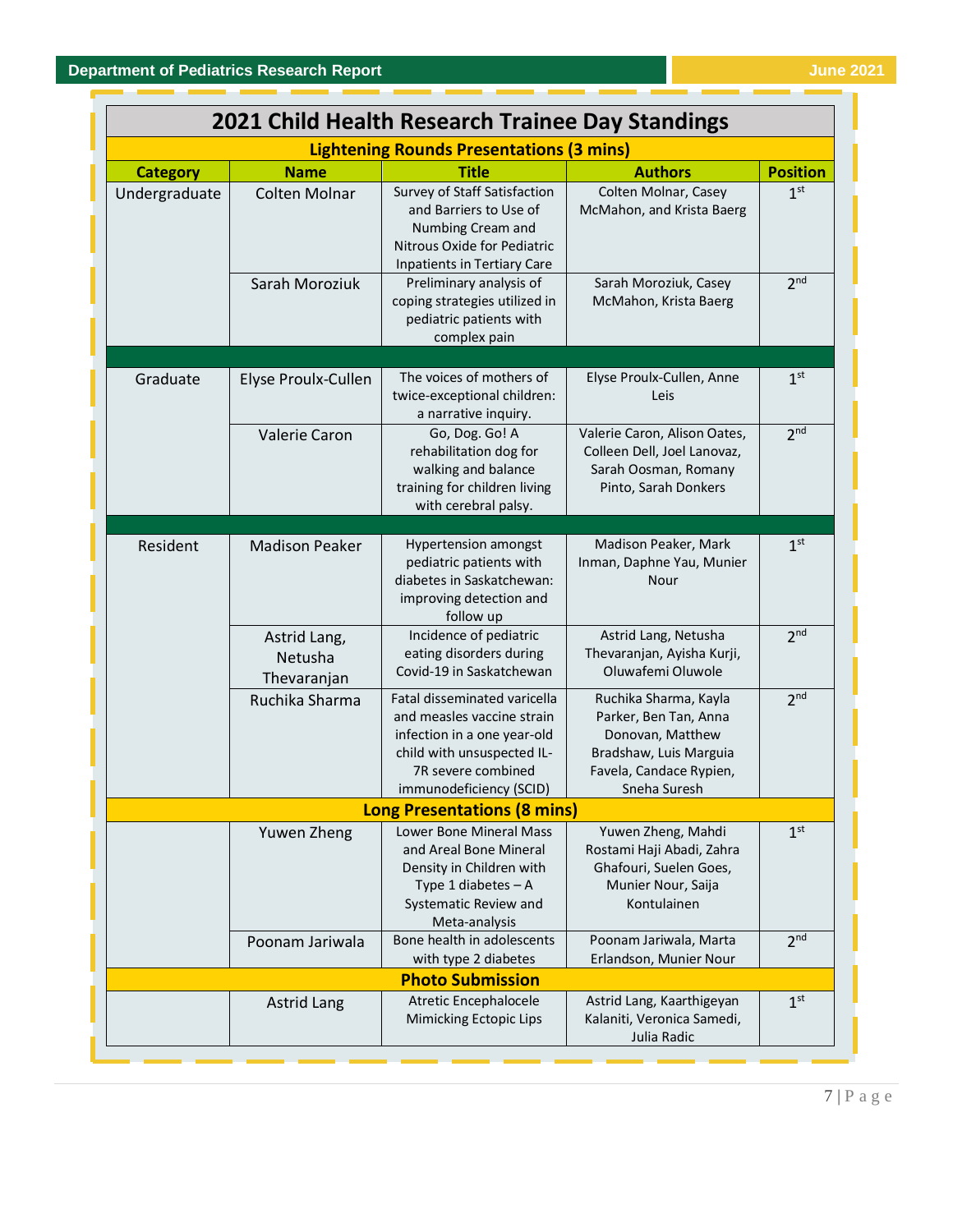## 2021 Child Health Research Trainee Day Standings

| Category | Name | Title | Authors | Position |
|---|---|---|---|---|
| **Lightening Rounds Presentations (3 mins)** | | | | |
| Undergraduate | Colten Molnar | Survey of Staff Satisfaction and Barriers to Use of Numbing Cream and Nitrous Oxide for Pediatric Inpatients in Tertiary Care | Colten Molnar, Casey McMahon, and Krista Baerg | 1st |
| | Sarah Moroziuk | Preliminary analysis of coping strategies utilized in pediatric patients with complex pain | Sarah Moroziuk, Casey McMahon, Krista Baerg | 2nd |
| Graduate | Elyse Proulx-Cullen | The voices of mothers of twice-exceptional children: a narrative inquiry. | Elyse Proulx-Cullen, Anne Leis | 1st |
| | Valerie Caron | Go, Dog. Go! A rehabilitation dog for walking and balance training for children living with cerebral palsy. | Valerie Caron, Alison Oates, Colleen Dell, Joel Lanovaz, Sarah Oosman, Romany Pinto, Sarah Donkers | 2nd |
| Resident | Madison Peaker | Hypertension amongst pediatric patients with diabetes in Saskatchewan: improving detection and follow up | Madison Peaker, Mark Inman, Daphne Yau, Munier Nour | 1st |
| | Astrid Lang, Netusha Thevaranjan | Incidence of pediatric eating disorders during Covid-19 in Saskatchewan | Astrid Lang, Netusha Thevaranjan, Ayisha Kurji, Oluwafemi Oluwole | 2nd |
| | Ruchika Sharma | Fatal disseminated varicella and measles vaccine strain infection in a one year-old child with unsuspected IL-7R severe combined immunodeficiency (SCID) | Ruchika Sharma, Kayla Parker, Ben Tan, Anna Donovan, Matthew Bradshaw, Luis Marguia Favela, Candace Rypien, Sneha Suresh | 2nd |
| **Long Presentations (8 mins)** | | | | |
| | Yuwen Zheng | Lower Bone Mineral Mass and Areal Bone Mineral Density in Children with Type 1 diabetes – A Systematic Review and Meta-analysis | Yuwen Zheng, Mahdi Rostami Haji Abadi, Zahra Ghafouri, Suelen Goes, Munier Nour, Saija Kontulainen | 1st |
| | Poonam Jariwala | Bone health in adolescents with type 2 diabetes | Poonam Jariwala, Marta Erlandson, Munier Nour | 2nd |
| **Photo Submission** | | | | |
| | Astrid Lang | Atretic Encephalocele Mimicking Ectopic Lips | Astrid Lang, Kaarthigeyan Kalaniti, Veronica Samedi, Julia Radic | 1st |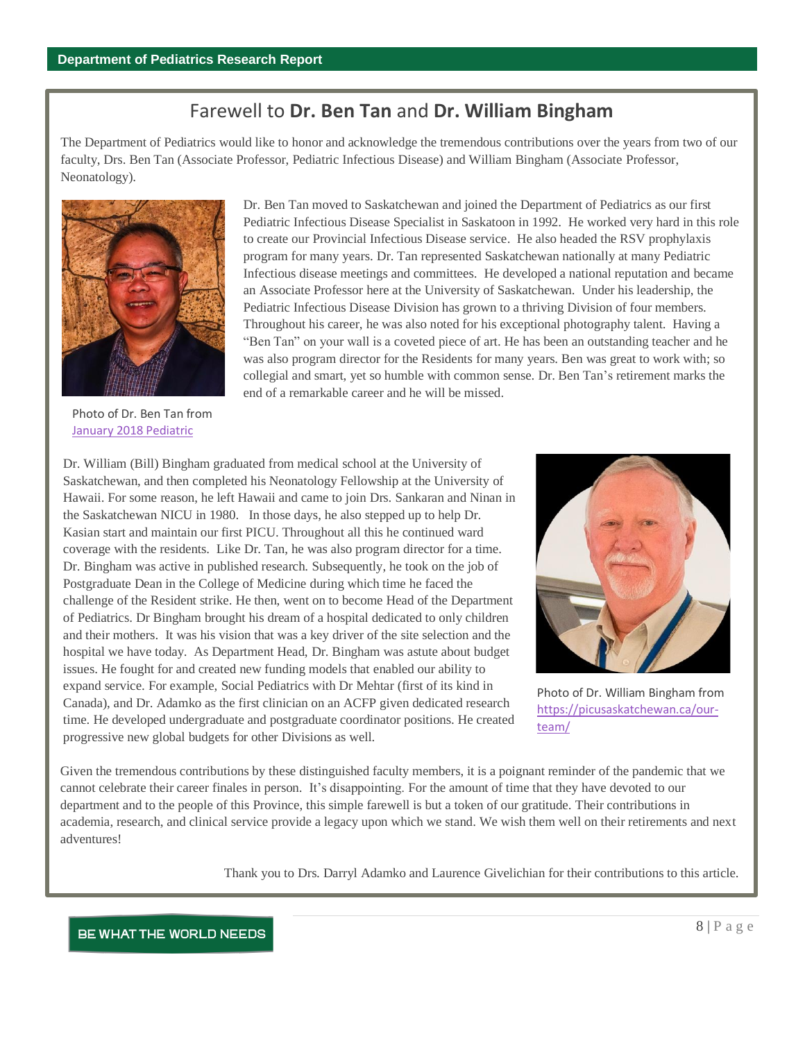## Farewell to **Dr. Ben Tan** and **Dr. William Bingham**

The Department of Pediatrics would like to honor and acknowledge the tremendous contributions over the years from two of our faculty, Drs. Ben Tan (Associate Professor, Pediatric Infectious Disease) and William Bingham (Associate Professor, Neonatology).

Dr. Ben Tan moved to Saskatchewan and joined the Department of Pediatrics as our first Pediatric Infectious Disease Specialist in Saskatoon in 1992. He worked very hard in this role to create our Provincial Infectious Disease service. He also headed the RSV prophylaxis program for many years. Dr. Tan represented Saskatchewan nationally at many Pediatric Infectious disease meetings and committees. He developed a national reputation and became an Associate Professor here at the University of Saskatchewan. Under his leadership, the Pediatric Infectious Disease Division has grown to a thriving Division of four members. Throughout his career, he was also noted for his exceptional photography talent. Having a "Ben Tan" on your wall is a coveted piece of art. He has been an outstanding teacher and he was also program director for the Residents for many years. Ben was great to work with; so collegial and smart, yet so humble with common sense. Dr. Ben Tan's retirement marks the end of a remarkable career and he will be missed.

Photo of Dr. Ben Tan from January 2018 Pediatric

Dr. William (Bill) Bingham graduated from medical school at the University of Saskatchewan, and then completed his Neonatology Fellowship at the University of Hawaii. For some reason, he left Hawaii and came to join Drs. Sankaran and Ninan in the Saskatchewan NICU in 1980. In those days, he also stepped up to help Dr. Kasian start and maintain our first PICU. Throughout all this he continued ward coverage with the residents. Like Dr. Tan, he was also program director for a time. Dr. Bingham was active in published research. Subsequently, he took on the job of Postgraduate Dean in the College of Medicine during which time he faced the challenge of the Resident strike. He then, went on to become Head of the Department of Pediatrics. Dr Bingham brought his dream of a hospital dedicated to only children and their mothers. It was his vision that was a key driver of the site selection and the hospital we have today. As Department Head, Dr. Bingham was astute about budget issues. He fought for and created new funding models that enabled our ability to expand service. For example, Social Pediatrics with Dr Mehtar (first of its kind in Canada), and Dr. Adamko as the first clinician on an ACFP given dedicated research time. He developed undergraduate and postgraduate coordinator positions. He created progressive new global budgets for other Divisions as well.

Photo of Dr. William Bingham from https://picusaskatchewan.ca/our-team/

Given the tremendous contributions by these distinguished faculty members, it is a poignant reminder of the pandemic that we cannot celebrate their career finales in person. It's disappointing. For the amount of time that they have devoted to our department and to the people of this Province, this simple farewell is but a token of our gratitude. Their contributions in academia, research, and clinical service provide a legacy upon which we stand. We wish them well on their retirements and next adventures!

Thank you to Drs. Darryl Adamko and Laurence Givelichian for their contributions to this article.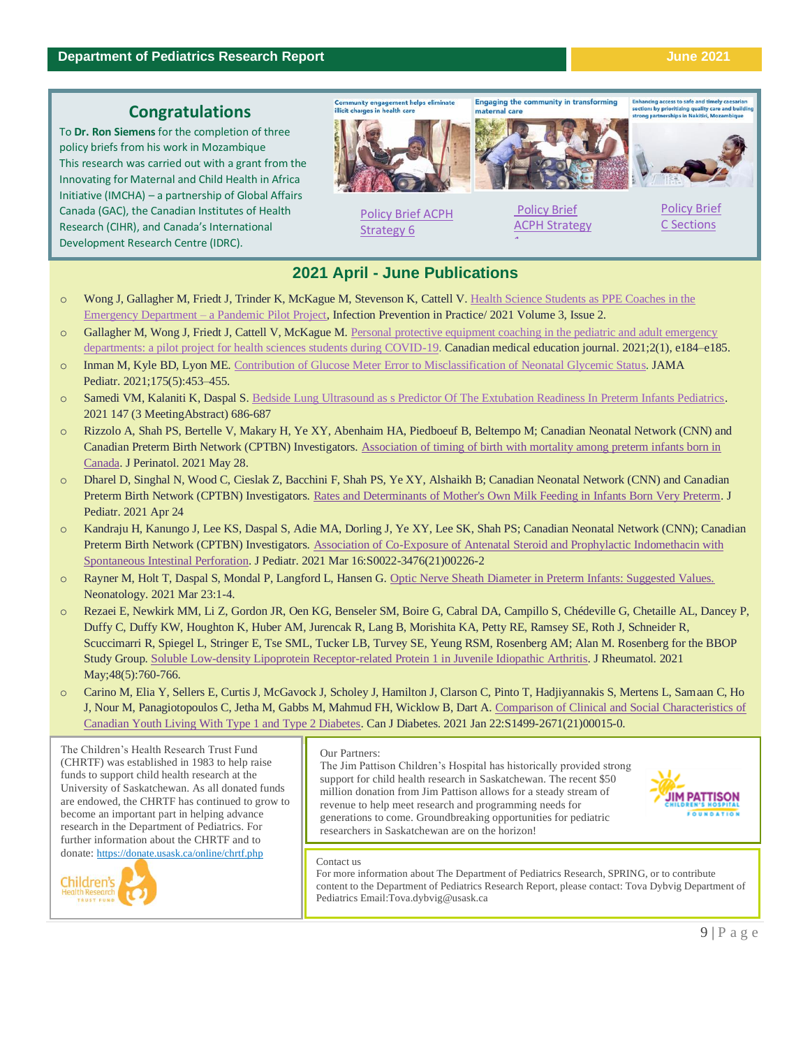## Congratulations

To **Dr. Ron Siemens** for the completion of three policy briefs from his work in Mozambique

This research was carried out with a grant from the Innovating for Maternal and Child Health in Africa Initiative (IMCHA) – a partnership of Global Affairs Canada (GAC), the Canadian Institutes of Health Research (CIHR), and Canada's International Development Research Centre (IDRC).

Community engagement helps eliminate illicit charges in health care

Engaging the community in transforming maternal care

Enhancing access to safe and timely caesarian sections by prioritizing quality care and building strong partnerships in Nakitiri, Mozambique

Policy Brief ACPH Strategy 6

Policy Brief ACPH Strategy 1

Policy Brief C Sections

## 2021 April - June Publications

- Wong J, Gallagher M, Friedt J, Trinder K, McKague M, Stevenson K, Cattell V. Health Science Students as PPE Coaches in the Emergency Department – a Pandemic Pilot Project, Infection Prevention in Practice/ 2021 Volume 3, Issue 2.
- Gallagher M, Wong J, Friedt J, Cattell V, McKague M. Personal protective equipment coaching in the pediatric and adult emergency departments: a pilot project for health sciences students during COVID-19. Canadian medical education journal. 2021;2(1), e184–e185.
- Inman M, Kyle BD, Lyon ME. Contribution of Glucose Meter Error to Misclassification of Neonatal Glycemic Status. JAMA Pediatr. 2021;175(5):453–455.
- Samedi VM, Kalaniti K, Daspal S. Bedside Lung Ultrasound as s Predictor Of The Extubation Readiness In Preterm Infants Pediatrics. 2021 147 (3 MeetingAbstract) 686-687
- Rizzolo A, Shah PS, Bertelle V, Makary H, Ye XY, Abenhaim HA, Piedboeuf B, Beltempo M; Canadian Neonatal Network (CNN) and Canadian Preterm Birth Network (CPTBN) Investigators. Association of timing of birth with mortality among preterm infants born in Canada. J Perinatol. 2021 May 28.
- Dharel D, Singhal N, Wood C, Cieslak Z, Bacchini F, Shah PS, Ye XY, Alshaikh B; Canadian Neonatal Network (CNN) and Canadian Preterm Birth Network (CPTBN) Investigators. Rates and Determinants of Mother's Own Milk Feeding in Infants Born Very Preterm. J Pediatr. 2021 Apr 24
- Kandraju H, Kanungo J, Lee KS, Daspal S, Adie MA, Dorling J, Ye XY, Lee SK, Shah PS; Canadian Neonatal Network (CNN); Canadian Preterm Birth Network (CPTBN) Investigators. Association of Co-Exposure of Antenatal Steroid and Prophylactic Indomethacin with Spontaneous Intestinal Perforation. J Pediatr. 2021 Mar 16:S0022-3476(21)00226-2
- Rayner M, Holt T, Daspal S, Mondal P, Langford L, Hansen G. Optic Nerve Sheath Diameter in Preterm Infants: Suggested Values. Neonatology. 2021 Mar 23:1-4.
- Rezaei E, Newkirk MM, Li Z, Gordon JR, Oen KG, Benseler SM, Boire G, Cabral DA, Campillo S, Chédeville G, Chetaille AL, Dancey P, Duffy C, Duffy KW, Houghton K, Huber AM, Jurencak R, Lang B, Morishita KA, Petty RE, Ramsey SE, Roth J, Schneider R, Scuccimarri R, Spiegel L, Stringer E, Tse SML, Tucker LB, Turvey SE, Yeung RSM, Rosenberg AM; Alan M. Rosenberg for the BBOP Study Group. Soluble Low-density Lipoprotein Receptor-related Protein 1 in Juvenile Idiopathic Arthritis. J Rheumatol. 2021 May;48(5):760-766.
- Carino M, Elia Y, Sellers E, Curtis J, McGavock J, Scholey J, Hamilton J, Clarson C, Pinto T, Hadjiyannakis S, Mertens L, Samaan C, Ho J, Nour M, Panagiotopoulos C, Jetha M, Gabbs M, Mahmud FH, Wicklow B, Dart A. Comparison of Clinical and Social Characteristics of Canadian Youth Living With Type 1 and Type 2 Diabetes. Can J Diabetes. 2021 Jan 22:S1499-2671(21)00015-0.

The Children's Health Research Trust Fund (CHRTF) was established in 1983 to help raise funds to support child health research at the University of Saskatchewan. As all donated funds are endowed, the CHRTF has continued to grow to become an important part in helping advance research in the Department of Pediatrics. For further information about the CHRTF and to donate: https://donate.usask.ca/online/chrtf.php

Our Partners:
The Jim Pattison Children's Hospital has historically provided strong support for child health research in Saskatchewan. The recent $50 million donation from Jim Pattison allows for a steady stream of revenue to help meet research and programming needs for generations to come. Groundbreaking opportunities for pediatric researchers in Saskatchewan are on the horizon!

Contact us
For more information about The Department of Pediatrics Research, SPRING, or to contribute content to the Department of Pediatrics Research Report, please contact: Tova Dybvig Department of Pediatrics Email:Tova.dybvig@usask.ca